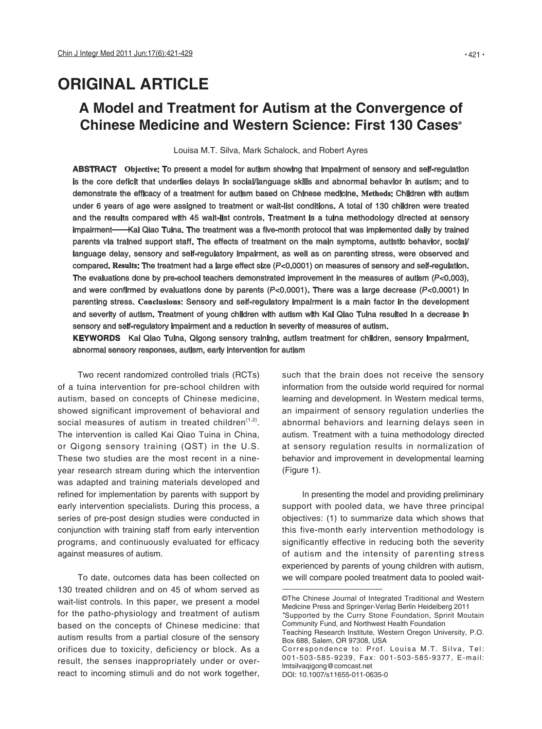# ORIGINAL ARTICLE

## A Model and Treatment for Autism at the Convergence of Chinese Medicine and Western Science: First 130 Cases*

Louisa M.T. Silva, Mark Schalock, and Robert Ayres

**ABSTRACT** **Objective:** To present a model for autism showing that impairment of sensory and self-regulation is the core deficit that underlies delays in social/language skills and abnormal behavior in autism; and to demonstrate the efficacy of a treatment for autism based on Chinese medicine. **Methods:** Children with autism under 6 years of age were assigned to treatment or wait-list conditions. A total of 130 children were treated and the results compared with 45 wait-list controls. Treatment is a tuina methodology directed at sensory impairment——Kai Qiao Tuina. The treatment was a five-month protocol that was implemented daily by trained parents via trained support staff. The effects of treatment on the main symptoms, autistic behavior, social/language delay, sensory and self-regulatory impairment, as well as on parenting stress, were observed and compared. **Results:** The treatment had a large effect size ($P$<0.0001) on measures of sensory and self-regulation. The evaluations done by pre-school teachers demonstrated improvement in the measures of autism ($P$<0.003), and were confirmed by evaluations done by parents ($P$<0.0001). There was a large decrease ($P$<0.0001) in parenting stress. **Conclusions:** Sensory and self-regulatory impairment is a main factor in the development and severity of autism. Treatment of young children with autism with Kai Qiao Tuina resulted in a decrease in sensory and self-regulatory impairment and a reduction in severity of measures of autism.

**KEYWORDS** Kai Qiao Tuina, Qigong sensory training, autism treatment for children, sensory impairment, abnormal sensory responses, autism, early intervention for autism

Two recent randomized controlled trials (RCTs) of a tuina intervention for pre-school children with autism, based on concepts of Chinese medicine, showed significant improvement of behavioral and social measures of autism in treated children[1,2]. The intervention is called Kai Qiao Tuina in China, or Qigong sensory training (QST) in the U.S. These two studies are the most recent in a nine-year research stream during which the intervention was adapted and training materials developed and refined for implementation by parents with support by early intervention specialists. During this process, a series of pre-post design studies were conducted in conjunction with training staff from early intervention programs, and continuously evaluated for efficacy against measures of autism.

To date, outcomes data has been collected on 130 treated children and on 45 of whom served as wait-list controls. In this paper, we present a model for the patho-physiology and treatment of autism based on the concepts of Chinese medicine: that autism results from a partial closure of the sensory orifices due to toxicity, deficiency or block. As a result, the senses inappropriately under or over-react to incoming stimuli and do not work together, such that the brain does not receive the sensory information from the outside world required for normal learning and development. In Western medical terms, an impairment of sensory regulation underlies the abnormal behaviors and learning delays seen in autism. Treatment with a tuina methodology directed at sensory regulation results in normalization of behavior and improvement in developmental learning (Figure 1).

In presenting the model and providing preliminary support with pooled data, we have three principal objectives: (1) to summarize data which shows that this five-month early intervention methodology is significantly effective in reducing both the severity of autism and the intensity of parenting stress experienced by parents of young children with autism, we will compare pooled treatment data to pooled wait-

©The Chinese Journal of Integrated Traditional and Western Medicine Press and Springer-Verlag Berlin Heidelberg 2011

*Supported by the Curry Stone Foundation, Spririt Moutain Community Fund, and Northwest Health Foundation

Teaching Research Institute, Western Oregon University, P.O. Box 688, Salem, OR 97308, USA

Correspondence to: Prof. Louisa M.T. Silva, Tel: 001-503-585-9239, Fax: 001-503-585-9377, E-mail: lmtsilvaqigong@comcast.net

DOI: 10.1007/s11655-011-0635-0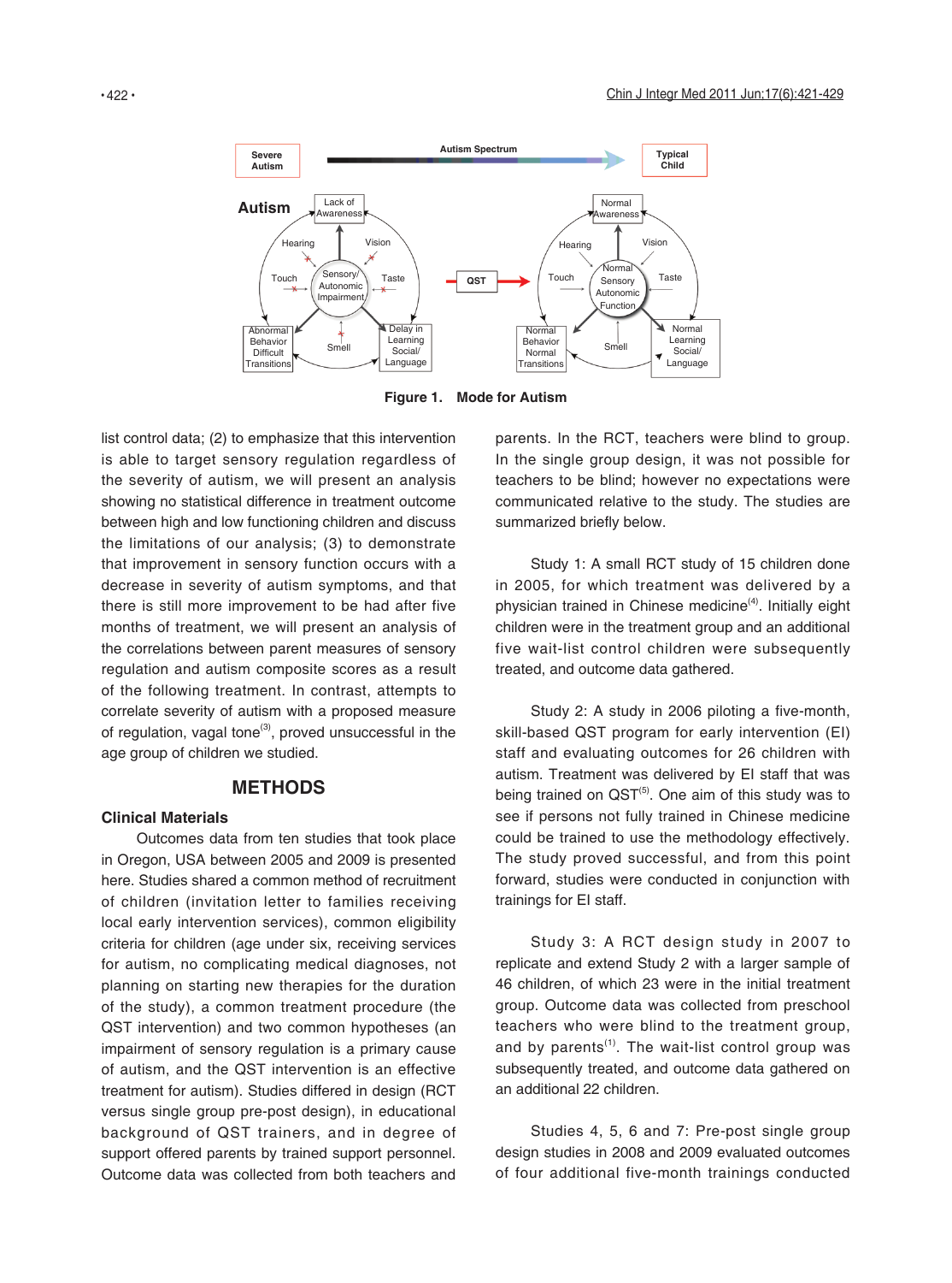Figure 1. Mode for Autism

list control data; (2) to emphasize that this intervention is able to target sensory regulation regardless of the severity of autism, we will present an analysis showing no statistical difference in treatment outcome between high and low functioning children and discuss the limitations of our analysis; (3) to demonstrate that improvement in sensory function occurs with a decrease in severity of autism symptoms, and that there is still more improvement to be had after five months of treatment, we will present an analysis of the correlations between parent measures of sensory regulation and autism composite scores as a result of the following treatment. In contrast, attempts to correlate severity of autism with a proposed measure of regulation, vagal tone[3], proved unsuccessful in the age group of children we studied.

## METHODS

### Clinical Materials

Outcomes data from ten studies that took place in Oregon, USA between 2005 and 2009 is presented here. Studies shared a common method of recruitment of children (invitation letter to families receiving local early intervention services), common eligibility criteria for children (age under six, receiving services for autism, no complicating medical diagnoses, not planning on starting new therapies for the duration of the study), a common treatment procedure (the QST intervention) and two common hypotheses (an impairment of sensory regulation is a primary cause of autism, and the QST intervention is an effective treatment for autism). Studies differed in design (RCT versus single group pre-post design), in educational background of QST trainers, and in degree of support offered parents by trained support personnel. Outcome data was collected from both teachers and parents. In the RCT, teachers were blind to group. In the single group design, it was not possible for teachers to be blind; however no expectations were communicated relative to the study. The studies are summarized briefly below.

Study 1: A small RCT study of 15 children done in 2005, for which treatment was delivered by a physician trained in Chinese medicine[4]. Initially eight children were in the treatment group and an additional five wait-list control children were subsequently treated, and outcome data gathered.

Study 2: A study in 2006 piloting a five-month, skill-based QST program for early intervention (EI) staff and evaluating outcomes for 26 children with autism. Treatment was delivered by EI staff that was being trained on QST[5]. One aim of this study was to see if persons not fully trained in Chinese medicine could be trained to use the methodology effectively. The study proved successful, and from this point forward, studies were conducted in conjunction with trainings for EI staff.

Study 3: A RCT design study in 2007 to replicate and extend Study 2 with a larger sample of 46 children, of which 23 were in the initial treatment group. Outcome data was collected from preschool teachers who were blind to the treatment group, and by parents[1]. The wait-list control group was subsequently treated, and outcome data gathered on an additional 22 children.

Studies 4, 5, 6 and 7: Pre-post single group design studies in 2008 and 2009 evaluated outcomes of four additional five-month trainings conducted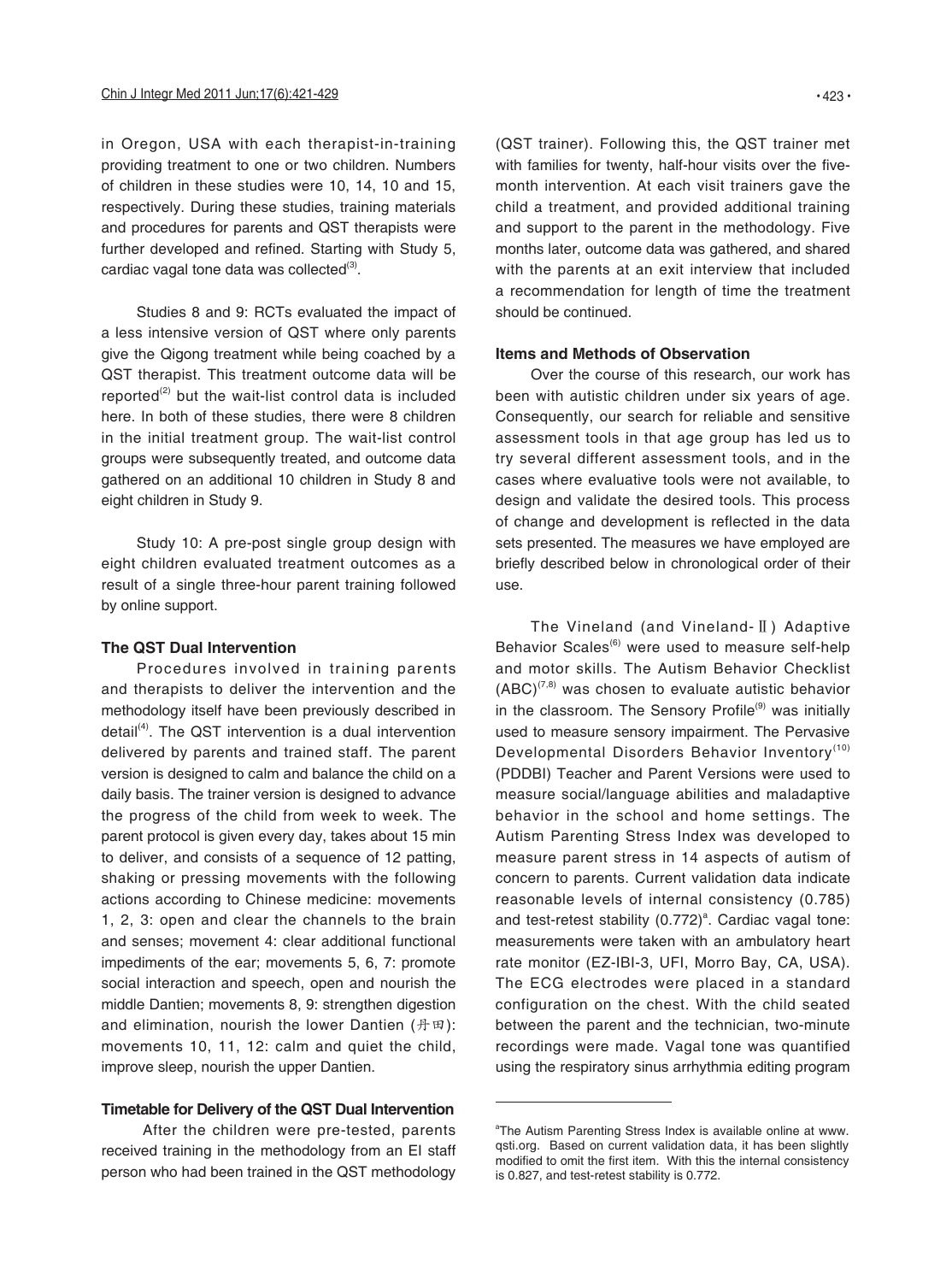in Oregon, USA with each therapist-in-training providing treatment to one or two children. Numbers of children in these studies were 10, 14, 10 and 15, respectively. During these studies, training materials and procedures for parents and QST therapists were further developed and refined. Starting with Study 5, cardiac vagal tone data was collected[3].

Studies 8 and 9: RCTs evaluated the impact of a less intensive version of QST where only parents give the Qigong treatment while being coached by a QST therapist. This treatment outcome data will be reported[2] but the wait-list control data is included here. In both of these studies, there were 8 children in the initial treatment group. The wait-list control groups were subsequently treated, and outcome data gathered on an additional 10 children in Study 8 and eight children in Study 9.

Study 10: A pre-post single group design with eight children evaluated treatment outcomes as a result of a single three-hour parent training followed by online support.

### The QST Dual Intervention

Procedures involved in training parents and therapists to deliver the intervention and the methodology itself have been previously described in detail[4]. The QST intervention is a dual intervention delivered by parents and trained staff. The parent version is designed to calm and balance the child on a daily basis. The trainer version is designed to advance the progress of the child from week to week. The parent protocol is given every day, takes about 15 min to deliver, and consists of a sequence of 12 patting, shaking or pressing movements with the following actions according to Chinese medicine: movements 1, 2, 3: open and clear the channels to the brain and senses; movement 4: clear additional functional impediments of the ear; movements 5, 6, 7: promote social interaction and speech, open and nourish the middle Dantien; movements 8, 9: strengthen digestion and elimination, nourish the lower Dantien (丹田): movements 10, 11, 12: calm and quiet the child, improve sleep, nourish the upper Dantien.

### Timetable for Delivery of the QST Dual Intervention

After the children were pre-tested, parents received training in the methodology from an EI staff person who had been trained in the QST methodology (QST trainer). Following this, the QST trainer met with families for twenty, half-hour visits over the five-month intervention. At each visit trainers gave the child a treatment, and provided additional training and support to the parent in the methodology. Five months later, outcome data was gathered, and shared with the parents at an exit interview that included a recommendation for length of time the treatment should be continued.

### Items and Methods of Observation

Over the course of this research, our work has been with autistic children under six years of age. Consequently, our search for reliable and sensitive assessment tools in that age group has led us to try several different assessment tools, and in the cases where evaluative tools were not available, to design and validate the desired tools. This process of change and development is reflected in the data sets presented. The measures we have employed are briefly described below in chronological order of their use.

The Vineland (and Vineland-Ⅱ) Adaptive Behavior Scales[6] were used to measure self-help and motor skills. The Autism Behavior Checklist (ABC)[7,8] was chosen to evaluate autistic behavior in the classroom. The Sensory Profile[9] was initially used to measure sensory impairment. The Pervasive Developmental Disorders Behavior Inventory[10] (PDDBI) Teacher and Parent Versions were used to measure social/language abilities and maladaptive behavior in the school and home settings. The Autism Parenting Stress Index was developed to measure parent stress in 14 aspects of autism of concern to parents. Current validation data indicate reasonable levels of internal consistency (0.785) and test-retest stability (0.772)[a]. Cardiac vagal tone: measurements were taken with an ambulatory heart rate monitor (EZ-IBI-3, UFI, Morro Bay, CA, USA). The ECG electrodes were placed in a standard configuration on the chest. With the child seated between the parent and the technician, two-minute recordings were made. Vagal tone was quantified using the respiratory sinus arrhythmia editing program

---

[a]The Autism Parenting Stress Index is available online at www.qsti.org. Based on current validation data, it has been slightly modified to omit the first item. With this the internal consistency is 0.827, and test-retest stability is 0.772.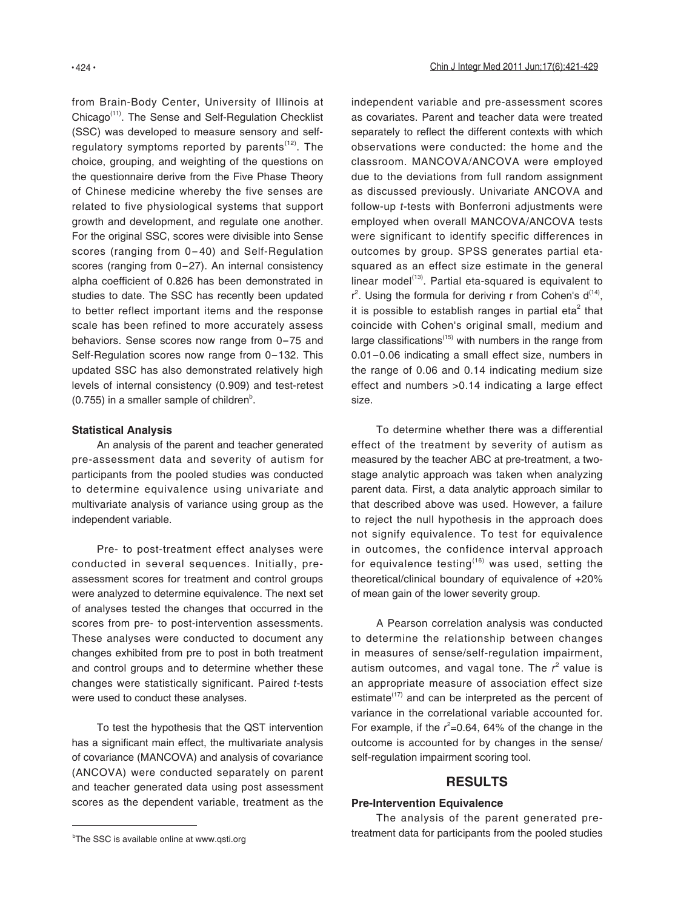from Brain-Body Center, University of Illinois at Chicago[11]. The Sense and Self-Regulation Checklist (SSC) was developed to measure sensory and self-regulatory symptoms reported by parents[12]. The choice, grouping, and weighting of the questions on the questionnaire derive from the Five Phase Theory of Chinese medicine whereby the five senses are related to five physiological systems that support growth and development, and regulate one another. For the original SSC, scores were divisible into Sense scores (ranging from 0–40) and Self-Regulation scores (ranging from 0–27). An internal consistency alpha coefficient of 0.826 has been demonstrated in studies to date. The SSC has recently been updated to better reflect important items and the response scale has been refined to more accurately assess behaviors. Sense scores now range from 0–75 and Self-Regulation scores now range from 0–132. This updated SSC has also demonstrated relatively high levels of internal consistency (0.909) and test-retest (0.755) in a smaller sample of children[b].

**Statistical Analysis**

An analysis of the parent and teacher generated pre-assessment data and severity of autism for participants from the pooled studies was conducted to determine equivalence using univariate and multivariate analysis of variance using group as the independent variable.

Pre- to post-treatment effect analyses were conducted in several sequences. Initially, pre-assessment scores for treatment and control groups were analyzed to determine equivalence. The next set of analyses tested the changes that occurred in the scores from pre- to post-intervention assessments. These analyses were conducted to document any changes exhibited from pre to post in both treatment and control groups and to determine whether these changes were statistically significant. Paired *t*-tests were used to conduct these analyses.

To test the hypothesis that the QST intervention has a significant main effect, the multivariate analysis of covariance (MANCOVA) and analysis of covariance (ANCOVA) were conducted separately on parent and teacher generated data using post assessment scores as the dependent variable, treatment as the independent variable and pre-assessment scores as covariates. Parent and teacher data were treated separately to reflect the different contexts with which observations were conducted: the home and the classroom. MANCOVA/ANCOVA were employed due to the deviations from full random assignment as discussed previously. Univariate ANCOVA and follow-up *t*-tests with Bonferroni adjustments were employed when overall MANCOVA/ANCOVA tests were significant to identify specific differences in outcomes by group. SPSS generates partial eta-squared as an effect size estimate in the general linear model[13]. Partial eta-squared is equivalent to $r^2$. Using the formula for deriving r from Cohen's d[14], it is possible to establish ranges in partial $eta^2$ that coincide with Cohen's original small, medium and large classifications[15] with numbers in the range from 0.01–0.06 indicating a small effect size, numbers in the range of 0.06 and 0.14 indicating medium size effect and numbers >0.14 indicating a large effect size.

To determine whether there was a differential effect of the treatment by severity of autism as measured by the teacher ABC at pre-treatment, a two-stage analytic approach was taken when analyzing parent data. First, a data analytic approach similar to that described above was used. However, a failure to reject the null hypothesis in the approach does not signify equivalence. To test for equivalence in outcomes, the confidence interval approach for equivalence testing[16] was used, setting the theoretical/clinical boundary of equivalence of +20% of mean gain of the lower severity group.

A Pearson correlation analysis was conducted to determine the relationship between changes in measures of sense/self-regulation impairment, autism outcomes, and vagal tone. The $r^2$ value is an appropriate measure of association effect size estimate[17] and can be interpreted as the percent of variance in the correlational variable accounted for. For example, if the $r^2$=0.64, 64% of the change in the outcome is accounted for by changes in the sense/self-regulation impairment scoring tool.

## RESULTS

**Pre-Intervention Equivalence**

The analysis of the parent generated pre-treatment data for participants from the pooled studies

[b]The SSC is available online at www.qsti.org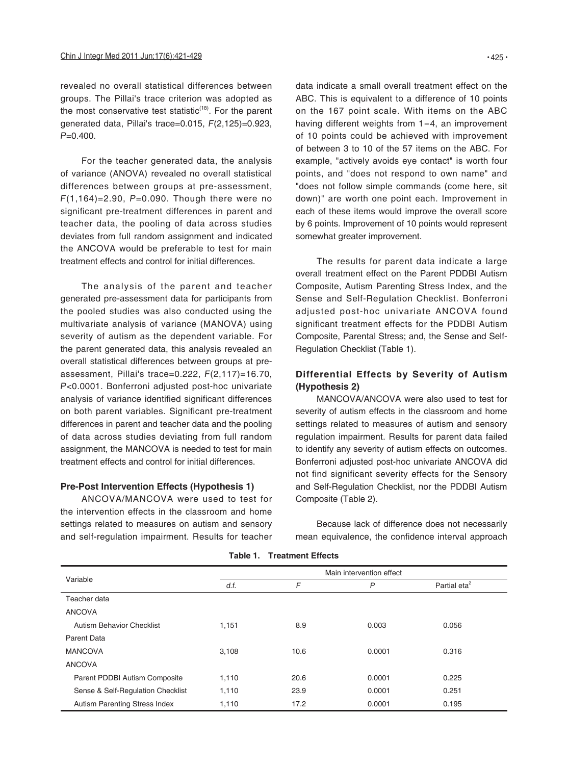revealed no overall statistical differences between groups. The Pillai's trace criterion was adopted as the most conservative test statistic[18]. For the parent generated data, Pillai's trace=0.015, $F(2,125)=0.923$, $P=0.400$.

For the teacher generated data, the analysis of variance (ANOVA) revealed no overall statistical differences between groups at pre-assessment, $F(1,164)=2.90$, $P=0.090$. Though there were no significant pre-treatment differences in parent and teacher data, the pooling of data across studies deviates from full random assignment and indicated the ANCOVA would be preferable to test for main treatment effects and control for initial differences.

The analysis of the parent and teacher generated pre-assessment data for participants from the pooled studies was also conducted using the multivariate analysis of variance (MANOVA) using severity of autism as the dependent variable. For the parent generated data, this analysis revealed an overall statistical differences between groups at pre-assessment, Pillai's trace=0.222, $F(2,117)=16.70$, $P<0.0001$. Bonferroni adjusted post-hoc univariate analysis of variance identified significant differences on both parent variables. Significant pre-treatment differences in parent and teacher data and the pooling of data across studies deviating from full random assignment, the MANCOVA is needed to test for main treatment effects and control for initial differences.

### Pre-Post Intervention Effects (Hypothesis 1)

ANCOVA/MANCOVA were used to test for the intervention effects in the classroom and home settings related to measures on autism and sensory and self-regulation impairment. Results for teacher data indicate a small overall treatment effect on the ABC. This is equivalent to a difference of 10 points on the 167 point scale. With items on the ABC having different weights from 1–4, an improvement of 10 points could be achieved with improvement of between 3 to 10 of the 57 items on the ABC. For example, "actively avoids eye contact" is worth four points, and "does not respond to own name" and "does not follow simple commands (come here, sit down)" are worth one point each. Improvement in each of these items would improve the overall score by 6 points. Improvement of 10 points would represent somewhat greater improvement.

The results for parent data indicate a large overall treatment effect on the Parent PDDBI Autism Composite, Autism Parenting Stress Index, and the Sense and Self-Regulation Checklist. Bonferroni adjusted post-hoc univariate ANCOVA found significant treatment effects for the PDDBI Autism Composite, Parental Stress; and, the Sense and Self-Regulation Checklist (Table 1).

### Differential Effects by Severity of Autism (Hypothesis 2)

MANCOVA/ANCOVA were also used to test for severity of autism effects in the classroom and home settings related to measures of autism and sensory regulation impairment. Results for parent data failed to identify any severity of autism effects on outcomes. Bonferroni adjusted post-hoc univariate ANCOVA did not find significant severity effects for the Sensory and Self-Regulation Checklist, nor the PDDBI Autism Composite (Table 2).

Because lack of difference does not necessarily mean equivalence, the confidence interval approach

**Table 1. Treatment Effects**

| Variable | Main intervention effect | | | |
|---|---|---|---|---|
| | *d.f.* | *F* | *P* | Partial eta$^2$ |
| Teacher data | | | | |
| ANCOVA | | | | |
| Autism Behavior Checklist | 1,151 | 8.9 | 0.003 | 0.056 |
| Parent Data | | | | |
| MANCOVA | 3,108 | 10.6 | 0.0001 | 0.316 |
| ANCOVA | | | | |
| Parent PDDBI Autism Composite | 1,110 | 20.6 | 0.0001 | 0.225 |
| Sense & Self-Regulation Checklist | 1,110 | 23.9 | 0.0001 | 0.251 |
| Autism Parenting Stress Index | 1,110 | 17.2 | 0.0001 | 0.195 |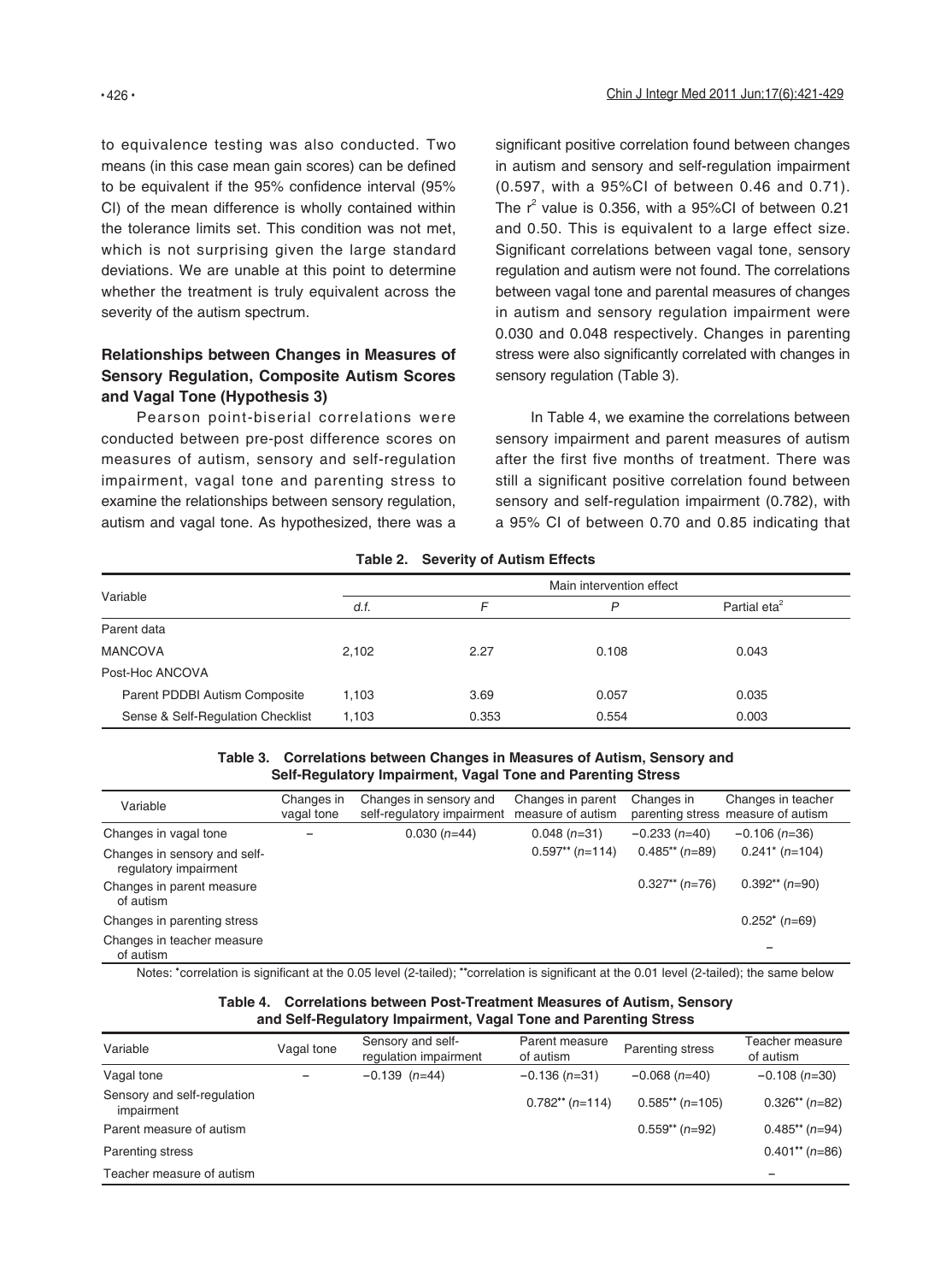to equivalence testing was also conducted. Two means (in this case mean gain scores) can be defined to be equivalent if the 95% confidence interval (95% CI) of the mean difference is wholly contained within the tolerance limits set. This condition was not met, which is not surprising given the large standard deviations. We are unable at this point to determine whether the treatment is truly equivalent across the severity of the autism spectrum.

### Relationships between Changes in Measures of Sensory Regulation, Composite Autism Scores and Vagal Tone (Hypothesis 3)

Pearson point-biserial correlations were conducted between pre-post difference scores on measures of autism, sensory and self-regulation impairment, vagal tone and parenting stress to examine the relationships between sensory regulation, autism and vagal tone. As hypothesized, there was a significant positive correlation found between changes in autism and sensory and self-regulation impairment (0.597, with a 95%CI of between 0.46 and 0.71). The $r^2$ value is 0.356, with a 95%CI of between 0.21 and 0.50. This is equivalent to a large effect size. Significant correlations between vagal tone, sensory regulation and autism were not found. The correlations between vagal tone and parental measures of changes in autism and sensory regulation impairment were 0.030 and 0.048 respectively. Changes in parenting stress were also significantly correlated with changes in sensory regulation (Table 3).

In Table 4, we examine the correlations between sensory impairment and parent measures of autism after the first five months of treatment. There was still a significant positive correlation found between sensory and self-regulation impairment (0.782), with a 95% CI of between 0.70 and 0.85 indicating that

**Table 2. Severity of Autism Effects**

| Variable | Main intervention effect | | | |
|---|---|---|---|---|
| | *d.f.* | *F* | *P* | Partial eta$^2$ |
| Parent data | | | | |
| MANCOVA | 2,102 | 2.27 | 0.108 | 0.043 |
| Post-Hoc ANCOVA | | | | |
| Parent PDDBI Autism Composite | 1,103 | 3.69 | 0.057 | 0.035 |
| Sense & Self-Regulation Checklist | 1,103 | 0.353 | 0.554 | 0.003 |

**Table 3. Correlations between Changes in Measures of Autism, Sensory and Self-Regulatory Impairment, Vagal Tone and Parenting Stress**

| Variable | Changes in vagal tone | Changes in sensory and self-regulatory impairment | Changes in parent measure of autism | Changes in parenting stress | Changes in teacher measure of autism |
|---|---|---|---|---|---|
| Changes in vagal tone | – | 0.030 (*n*=44) | 0.048 (*n*=31) | −0.233 (*n*=40) | −0.106 (*n*=36) |
| Changes in sensory and self-regulatory impairment | | | 0.597** (*n*=114) | 0.485** (*n*=89) | 0.241* (*n*=104) |
| Changes in parent measure of autism | | | | 0.327** (*n*=76) | 0.392** (*n*=90) |
| Changes in parenting stress | | | | | 0.252* (*n*=69) |
| Changes in teacher measure of autism | | | | | – |

Notes: *correlation is significant at the 0.05 level (2-tailed); **correlation is significant at the 0.01 level (2-tailed); the same below

**Table 4. Correlations between Post-Treatment Measures of Autism, Sensory and Self-Regulatory Impairment, Vagal Tone and Parenting Stress**

| Variable | Vagal tone | Sensory and self-regulation impairment | Parent measure of autism | Parenting stress | Teacher measure of autism |
|---|---|---|---|---|---|
| Vagal tone | – | −0.139 (*n*=44) | −0.136 (*n*=31) | −0.068 (*n*=40) | −0.108 (*n*=30) |
| Sensory and self-regulation impairment | | | 0.782** (*n*=114) | 0.585** (*n*=105) | 0.326** (*n*=82) |
| Parent measure of autism | | | | 0.559** (*n*=92) | 0.485** (*n*=94) |
| Parenting stress | | | | | 0.401** (*n*=86) |
| Teacher measure of autism | | | | | – |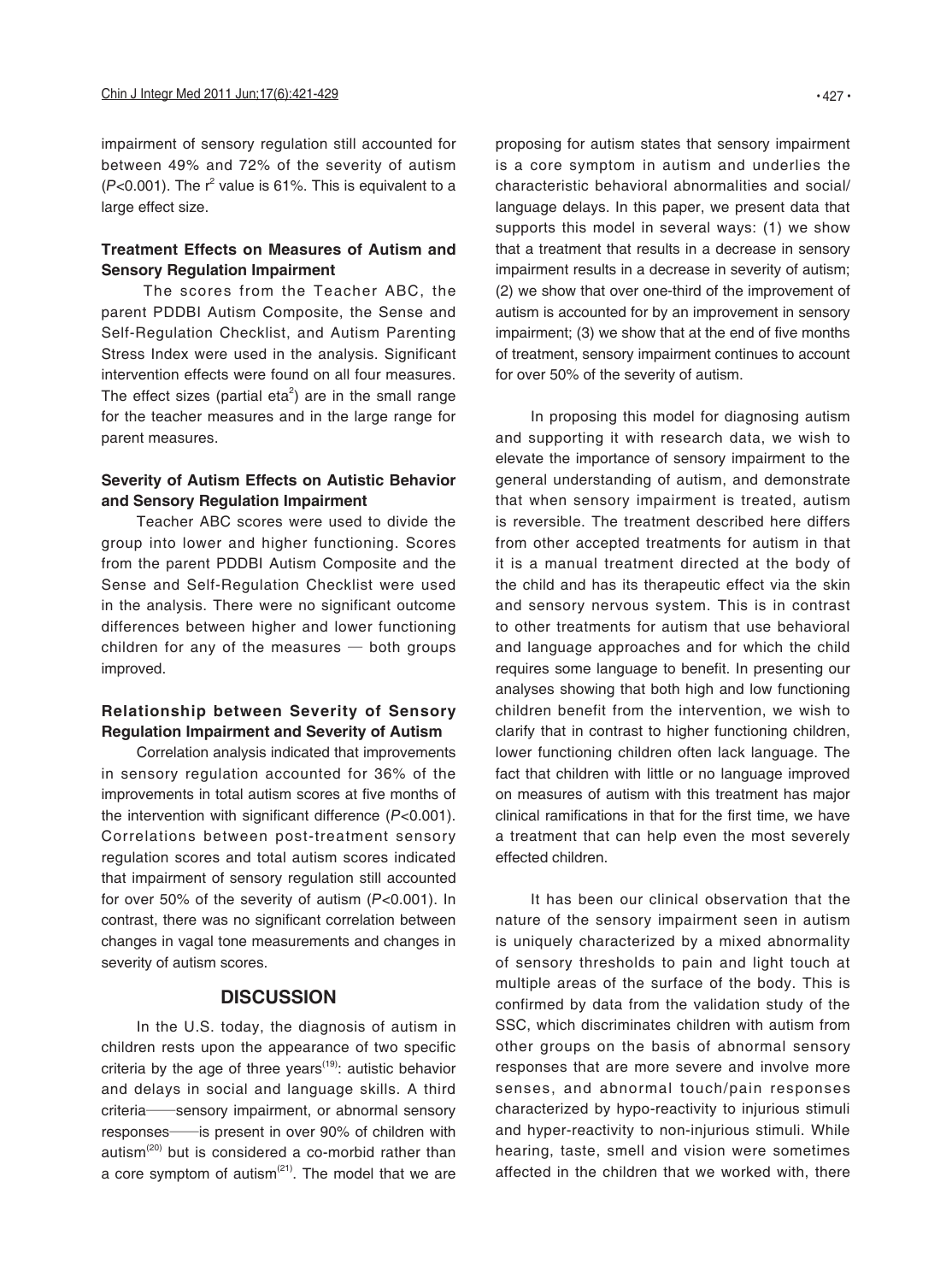impairment of sensory regulation still accounted for between 49% and 72% of the severity of autism ($P$<0.001). The $r^2$ value is 61%. This is equivalent to a large effect size.

### Treatment Effects on Measures of Autism and Sensory Regulation Impairment

The scores from the Teacher ABC, the parent PDDBI Autism Composite, the Sense and Self-Regulation Checklist, and Autism Parenting Stress Index were used in the analysis. Significant intervention effects were found on all four measures. The effect sizes (partial $eta^2$) are in the small range for the teacher measures and in the large range for parent measures.

### Severity of Autism Effects on Autistic Behavior and Sensory Regulation Impairment

Teacher ABC scores were used to divide the group into lower and higher functioning. Scores from the parent PDDBI Autism Composite and the Sense and Self-Regulation Checklist were used in the analysis. There were no significant outcome differences between higher and lower functioning children for any of the measures — both groups improved.

### Relationship between Severity of Sensory Regulation Impairment and Severity of Autism

Correlation analysis indicated that improvements in sensory regulation accounted for 36% of the improvements in total autism scores at five months of the intervention with significant difference ($P$<0.001). Correlations between post-treatment sensory regulation scores and total autism scores indicated that impairment of sensory regulation still accounted for over 50% of the severity of autism ($P$<0.001). In contrast, there was no significant correlation between changes in vagal tone measurements and changes in severity of autism scores.

## DISCUSSION

In the U.S. today, the diagnosis of autism in children rests upon the appearance of two specific criteria by the age of three years[19]: autistic behavior and delays in social and language skills. A third criteria——sensory impairment, or abnormal sensory responses——is present in over 90% of children with autism[20] but is considered a co-morbid rather than a core symptom of autism[21]. The model that we are proposing for autism states that sensory impairment is a core symptom in autism and underlies the characteristic behavioral abnormalities and social/language delays. In this paper, we present data that supports this model in several ways: (1) we show that a treatment that results in a decrease in sensory impairment results in a decrease in severity of autism; (2) we show that over one-third of the improvement of autism is accounted for by an improvement in sensory impairment; (3) we show that at the end of five months of treatment, sensory impairment continues to account for over 50% of the severity of autism.

In proposing this model for diagnosing autism and supporting it with research data, we wish to elevate the importance of sensory impairment to the general understanding of autism, and demonstrate that when sensory impairment is treated, autism is reversible. The treatment described here differs from other accepted treatments for autism in that it is a manual treatment directed at the body of the child and has its therapeutic effect via the skin and sensory nervous system. This is in contrast to other treatments for autism that use behavioral and language approaches and for which the child requires some language to benefit. In presenting our analyses showing that both high and low functioning children benefit from the intervention, we wish to clarify that in contrast to higher functioning children, lower functioning children often lack language. The fact that children with little or no language improved on measures of autism with this treatment has major clinical ramifications in that for the first time, we have a treatment that can help even the most severely effected children.

It has been our clinical observation that the nature of the sensory impairment seen in autism is uniquely characterized by a mixed abnormality of sensory thresholds to pain and light touch at multiple areas of the surface of the body. This is confirmed by data from the validation study of the SSC, which discriminates children with autism from other groups on the basis of abnormal sensory responses that are more severe and involve more senses, and abnormal touch/pain responses characterized by hypo-reactivity to injurious stimuli and hyper-reactivity to non-injurious stimuli. While hearing, taste, smell and vision were sometimes affected in the children that we worked with, there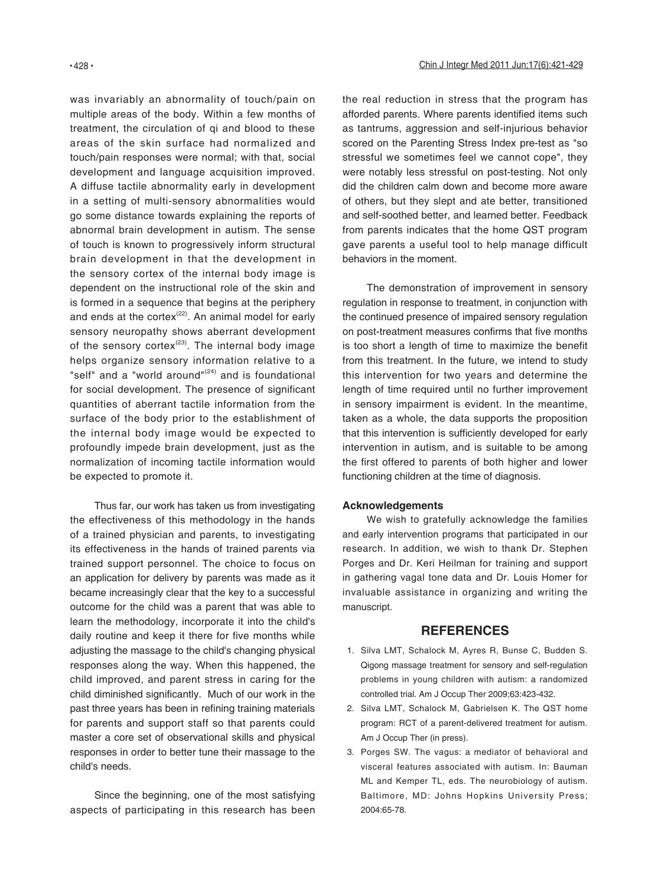was invariably an abnormality of touch/pain on multiple areas of the body. Within a few months of treatment, the circulation of qi and blood to these areas of the skin surface had normalized and touch/pain responses were normal; with that, social development and language acquisition improved. A diffuse tactile abnormality early in development in a setting of multi-sensory abnormalities would go some distance towards explaining the reports of abnormal brain development in autism. The sense of touch is known to progressively inform structural brain development in that the development in the sensory cortex of the internal body image is dependent on the instructional role of the skin and is formed in a sequence that begins at the periphery and ends at the cortex[22]. An animal model for early sensory neuropathy shows aberrant development of the sensory cortex[23]. The internal body image helps organize sensory information relative to a "self" and a "world around"[24] and is foundational for social development. The presence of significant quantities of aberrant tactile information from the surface of the body prior to the establishment of the internal body image would be expected to profoundly impede brain development, just as the normalization of incoming tactile information would be expected to promote it.

Thus far, our work has taken us from investigating the effectiveness of this methodology in the hands of a trained physician and parents, to investigating its effectiveness in the hands of trained parents via trained support personnel. The choice to focus on an application for delivery by parents was made as it became increasingly clear that the key to a successful outcome for the child was a parent that was able to learn the methodology, incorporate it into the child's daily routine and keep it there for five months while adjusting the massage to the child's changing physical responses along the way. When this happened, the child improved, and parent stress in caring for the child diminished significantly. Much of our work in the past three years has been in refining training materials for parents and support staff so that parents could master a core set of observational skills and physical responses in order to better tune their massage to the child's needs.

Since the beginning, one of the most satisfying aspects of participating in this research has been the real reduction in stress that the program has afforded parents. Where parents identified items such as tantrums, aggression and self-injurious behavior scored on the Parenting Stress Index pre-test as "so stressful we sometimes feel we cannot cope", they were notably less stressful on post-testing. Not only did the children calm down and become more aware of others, but they slept and ate better, transitioned and self-soothed better, and learned better. Feedback from parents indicates that the home QST program gave parents a useful tool to help manage difficult behaviors in the moment.

The demonstration of improvement in sensory regulation in response to treatment, in conjunction with the continued presence of impaired sensory regulation on post-treatment measures confirms that five months is too short a length of time to maximize the benefit from this treatment. In the future, we intend to study this intervention for two years and determine the length of time required until no further improvement in sensory impairment is evident. In the meantime, taken as a whole, the data supports the proposition that this intervention is sufficiently developed for early intervention in autism, and is suitable to be among the first offered to parents of both higher and lower functioning children at the time of diagnosis.

**Acknowledgements**

We wish to gratefully acknowledge the families and early intervention programs that participated in our research. In addition, we wish to thank Dr. Stephen Porges and Dr. Keri Heilman for training and support in gathering vagal tone data and Dr. Louis Homer for invaluable assistance in organizing and writing the manuscript.

## REFERENCES

1. Silva LMT, Schalock M, Ayres R, Bunse C, Budden S. Qigong massage treatment for sensory and self-regulation problems in young children with autism: a randomized controlled trial. Am J Occup Ther 2009;63:423-432.
2. Silva LMT, Schalock M, Gabrielsen K. The QST home program: RCT of a parent-delivered treatment for autism. Am J Occup Ther (in press).
3. Porges SW. The vagus: a mediator of behavioral and visceral features associated with autism. In: Bauman ML and Kemper TL, eds. The neurobiology of autism. Baltimore, MD: Johns Hopkins University Press; 2004:65-78.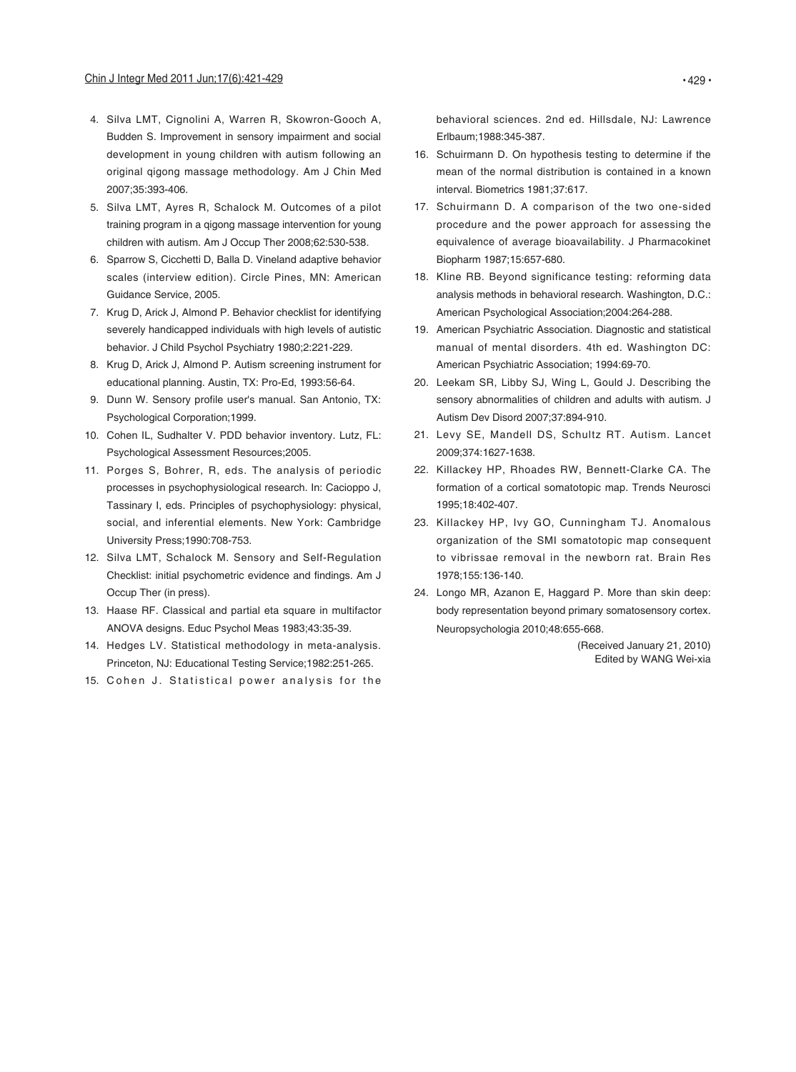4. Silva LMT, Cignolini A, Warren R, Skowron-Gooch A, Budden S. Improvement in sensory impairment and social development in young children with autism following an original qigong massage methodology. Am J Chin Med 2007;35:393-406.
5. Silva LMT, Ayres R, Schalock M. Outcomes of a pilot training program in a qigong massage intervention for young children with autism. Am J Occup Ther 2008;62:530-538.
6. Sparrow S, Cicchetti D, Balla D. Vineland adaptive behavior scales (interview edition). Circle Pines, MN: American Guidance Service, 2005.
7. Krug D, Arick J, Almond P. Behavior checklist for identifying severely handicapped individuals with high levels of autistic behavior. J Child Psychol Psychiatry 1980;2:221-229.
8. Krug D, Arick J, Almond P. Autism screening instrument for educational planning. Austin, TX: Pro-Ed, 1993:56-64.
9. Dunn W. Sensory profile user's manual. San Antonio, TX: Psychological Corporation;1999.
10. Cohen IL, Sudhalter V. PDD behavior inventory. Lutz, FL: Psychological Assessment Resources;2005.
11. Porges S, Bohrer, R, eds. The analysis of periodic processes in psychophysiological research. In: Cacioppo J, Tassinary I, eds. Principles of psychophysiology: physical, social, and inferential elements. New York: Cambridge University Press;1990:708-753.
12. Silva LMT, Schalock M. Sensory and Self-Regulation Checklist: initial psychometric evidence and findings. Am J Occup Ther (in press).
13. Haase RF. Classical and partial eta square in multifactor ANOVA designs. Educ Psychol Meas 1983;43:35-39.
14. Hedges LV. Statistical methodology in meta-analysis. Princeton, NJ: Educational Testing Service;1982:251-265.
15. Cohen J. Statistical power analysis for the behavioral sciences. 2nd ed. Hillsdale, NJ: Lawrence Erlbaum;1988:345-387.
16. Schuirmann D. On hypothesis testing to determine if the mean of the normal distribution is contained in a known interval. Biometrics 1981;37:617.
17. Schuirmann D. A comparison of the two one-sided procedure and the power approach for assessing the equivalence of average bioavailability. J Pharmacokinet Biopharm 1987;15:657-680.
18. Kline RB. Beyond significance testing: reforming data analysis methods in behavioral research. Washington, D.C.: American Psychological Association;2004:264-288.
19. American Psychiatric Association. Diagnostic and statistical manual of mental disorders. 4th ed. Washington DC: American Psychiatric Association; 1994:69-70.
20. Leekam SR, Libby SJ, Wing L, Gould J. Describing the sensory abnormalities of children and adults with autism. J Autism Dev Disord 2007;37:894-910.
21. Levy SE, Mandell DS, Schultz RT. Autism. Lancet 2009;374:1627-1638.
22. Killackey HP, Rhoades RW, Bennett-Clarke CA. The formation of a cortical somatotopic map. Trends Neurosci 1995;18:402-407.
23. Killackey HP, Ivy GO, Cunningham TJ. Anomalous organization of the SMI somatotopic map consequent to vibrissae removal in the newborn rat. Brain Res 1978;155:136-140.
24. Longo MR, Azanon E, Haggard P. More than skin deep: body representation beyond primary somatosensory cortex. Neuropsychologia 2010;48:655-668.

(Received January 21, 2010)
Edited by WANG Wei-xia